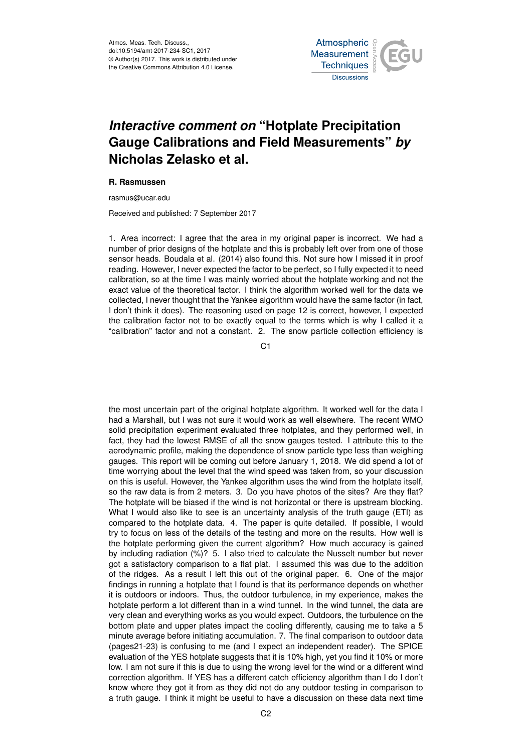Atmos. Meas. Tech. Discuss.,
doi:10.5194/amt-2017-234-SC1, 2017
© Author(s) 2017. This work is distributed under
the Creative Commons Attribution 4.0 License.

# *Interactive comment on* "Hotplate Precipitation Gauge Calibrations and Field Measurements" *by* Nicholas Zelasko et al.

**R. Rasmussen**

rasmus@ucar.edu

Received and published: 7 September 2017

1. Area incorrect: I agree that the area in my original paper is incorrect. We had a number of prior designs of the hotplate and this is probably left over from one of those sensor heads. Boudala et al. (2014) also found this. Not sure how I missed it in proof reading. However, I never expected the factor to be perfect, so I fully expected it to need calibration, so at the time I was mainly worried about the hotplate working and not the exact value of the theoretical factor. I think the algorithm worked well for the data we collected, I never thought that the Yankee algorithm would have the same factor (in fact, I don't think it does). The reasoning used on page 12 is correct, however, I expected the calibration factor not to be exactly equal to the terms which is why I called it a "calibration" factor and not a constant. 2. The snow particle collection efficiency is the most uncertain part of the original hotplate algorithm. It worked well for the data I had a Marshall, but I was not sure it would work as well elsewhere. The recent WMO solid precipitation experiment evaluated three hotplates, and they performed well, in fact, they had the lowest RMSE of all the snow gauges tested. I attribute this to the aerodynamic profile, making the dependence of snow particle type less than weighing gauges. This report will be coming out before January 1, 2018. We did spend a lot of time worrying about the level that the wind speed was taken from, so your discussion on this is useful. However, the Yankee algorithm uses the wind from the hotplate itself, so the raw data is from 2 meters. 3. Do you have photos of the sites? Are they flat? The hotplate will be biased if the wind is not horizontal or there is upstream blocking. What I would also like to see is an uncertainty analysis of the truth gauge (ETI) as compared to the hotplate data. 4. The paper is quite detailed. If possible, I would try to focus on less of the details of the testing and more on the results. How well is the hotplate performing given the current algorithm? How much accuracy is gained by including radiation (%)? 5. I also tried to calculate the Nusselt number but never got a satisfactory comparison to a flat plat. I assumed this was due to the addition of the ridges. As a result I left this out of the original paper. 6. One of the major findings in running a hotplate that I found is that its performance depends on whether it is outdoors or indoors. Thus, the outdoor turbulence, in my experience, makes the hotplate perform a lot different than in a wind tunnel. In the wind tunnel, the data are very clean and everything works as you would expect. Outdoors, the turbulence on the bottom plate and upper plates impact the cooling differently, causing me to take a 5 minute average before initiating accumulation. 7. The final comparison to outdoor data (pages21-23) is confusing to me (and I expect an independent reader). The SPICE evaluation of the YES hotplate suggests that it is 10% high, yet you find it 10% or more low. I am not sure if this is due to using the wrong level for the wind or a different wind correction algorithm. If YES has a different catch efficiency algorithm than I do I don't know where they got it from as they did not do any outdoor testing in comparison to a truth gauge. I think it might be useful to have a discussion on these data next time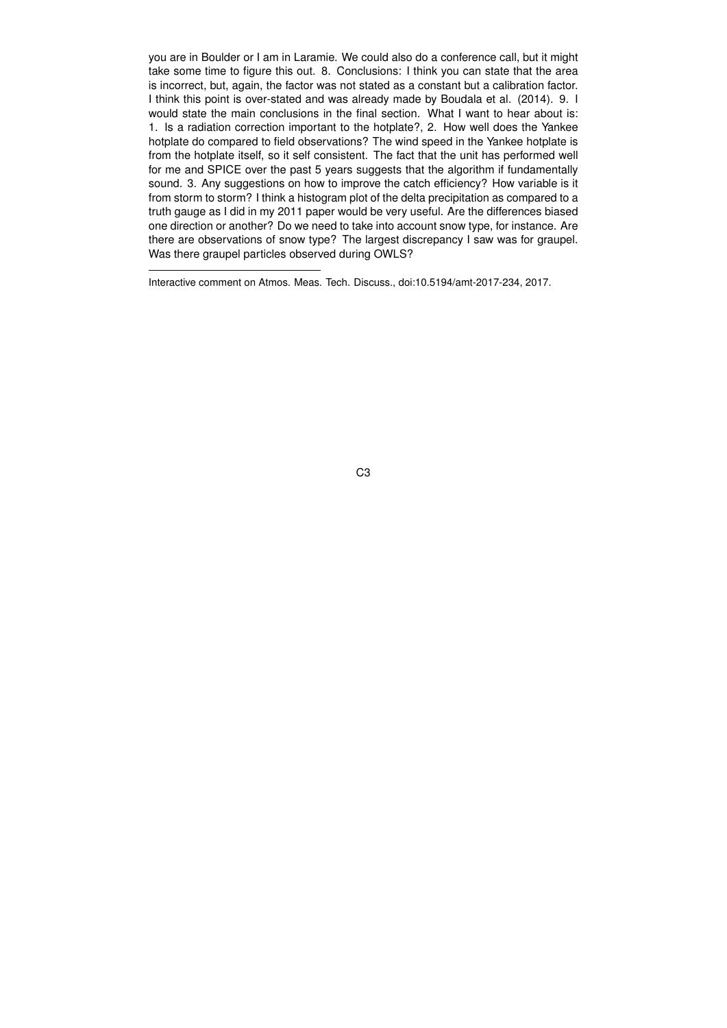you are in Boulder or I am in Laramie. We could also do a conference call, but it might take some time to figure this out. 8. Conclusions: I think you can state that the area is incorrect, but, again, the factor was not stated as a constant but a calibration factor. I think this point is over-stated and was already made by Boudala et al. (2014). 9. I would state the main conclusions in the final section. What I want to hear about is: 1. Is a radiation correction important to the hotplate?, 2. How well does the Yankee hotplate do compared to field observations? The wind speed in the Yankee hotplate is from the hotplate itself, so it self consistent. The fact that the unit has performed well for me and SPICE over the past 5 years suggests that the algorithm if fundamentally sound. 3. Any suggestions on how to improve the catch efficiency? How variable is it from storm to storm? I think a histogram plot of the delta precipitation as compared to a truth gauge as I did in my 2011 paper would be very useful. Are the differences biased one direction or another? Do we need to take into account snow type, for instance. Are there are observations of snow type? The largest discrepancy I saw was for graupel. Was there graupel particles observed during OWLS?

---

Interactive comment on Atmos. Meas. Tech. Discuss., doi:10.5194/amt-2017-234, 2017.